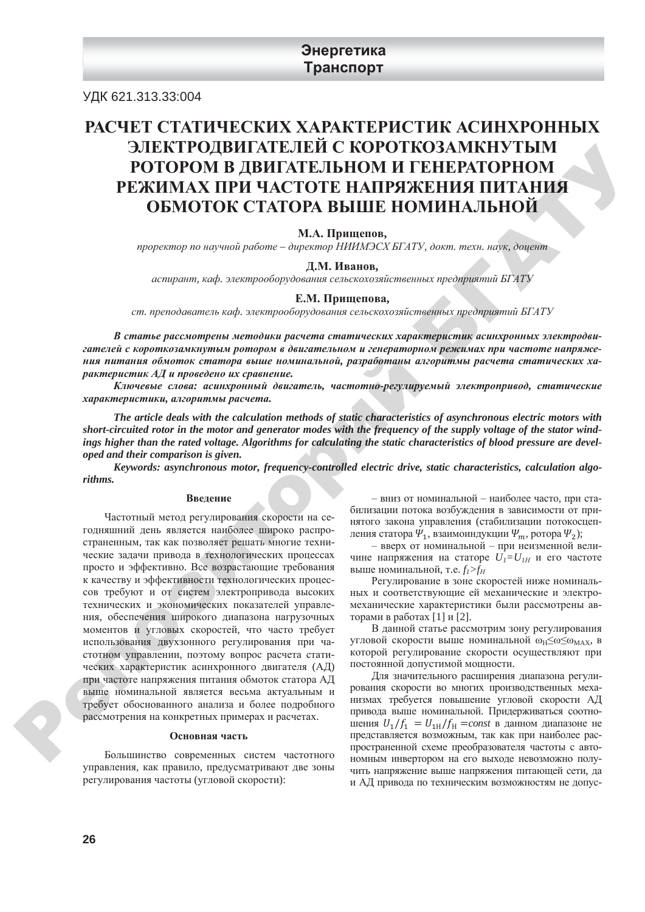**Энергетика**
**Транспорт**

УДК 621.313.33:004

# РАСЧЕТ СТАТИЧЕСКИХ ХАРАКТЕРИСТИК АСИНХРОННЫХ ЭЛЕКТРОДВИГАТЕЛЕЙ С КОРОТКОЗАМКНУТЫМ РОТОРОМ В ДВИГАТЕЛЬНОМ И ГЕНЕРАТОРНОМ РЕЖИМАХ ПРИ ЧАСТОТЕ НАПРЯЖЕНИЯ ПИТАНИЯ ОБМОТОК СТАТОРА ВЫШЕ НОМИНАЛЬНОЙ

**М.А. Прищепов,**
*проректор по научной работе – директор НИИМЭСХ БГАТУ, докт. техн. наук, доцент*

**Д.М. Иванов,**
*аспирант, каф. электрооборудования сельскохозяйственных предприятий БГАТУ*

**Е.М. Прищепова,**
*ст. преподаватель каф. электрооборудования сельскохозяйственных предприятий БГАТУ*

***В статье рассмотрены методики расчета статических характеристик асинхронных электродвигателей с короткозамкнутым ротором в двигательном и генераторном режимах при частоте напряжения питания обмоток статора выше номинальной, разработаны алгоритмы расчета статических характеристик АД и проведено их сравнение.***

***Ключевые слова: асинхронный двигатель, частотно-регулируемый электропривод, статические характеристики, алгоритмы расчета.***

***The article deals with the calculation methods of static characteristics of asynchronous electric motors with short-circuited rotor in the motor and generator modes with the frequency of the supply voltage of the stator windings higher than the rated voltage. Algorithms for calculating the static characteristics of blood pressure are developed and their comparison is given.***

***Keywords: asynchronous motor, frequency-controlled electric drive, static characteristics, calculation algorithms.***

## Введение

Частотный метод регулирования скорости на сегодняшний день является наиболее широко распространенным, так как позволяет решать многие технические задачи привода в технологических процессах просто и эффективно. Все возрастающие требования к качеству и эффективности технологических процессов требуют и от систем электропривода высоких технических и экономических показателей управления, обеспечения широкого диапазона нагрузочных моментов и угловых скоростей, что часто требует использования двухзонного регулирования при частотном управлении, поэтому вопрос расчета статических характеристик асинхронного двигателя (АД) при частоте напряжения питания обмоток статора АД выше номинальной является весьма актуальным и требует обоснованного анализа и более подробного рассмотрения на конкретных примерах и расчетах.

## Основная часть

Большинство современных систем частотного управления, как правило, предусматривают две зоны регулирования частоты (угловой скорости):

– вниз от номинальной – наиболее часто, при стабилизации потока возбуждения в зависимости от принятого закона управления (стабилизации потокосцепления статора $\Psi_1$, взаимоиндукции $\Psi_m$, ротора $\Psi_2$);

– вверх от номинальной – при неизменной величине напряжения на статоре $U_1=U_{1Н}$ и его частоте выше номинальной, т.е. $f_1>f_Н$

Регулирование в зоне скоростей ниже номинальных и соответствующие ей механические и электромеханические характеристики были рассмотрены авторами в работах [1] и [2].

В данной статье рассмотрим зону регулирования угловой скорости выше номинальной $\omega_Н \leq \omega \leq \omega_{MAX}$, в которой регулирование скорости осуществляют при постоянной допустимой мощности.

Для значительного расширения диапазона регулирования скорости во многих производственных механизмах требуется повышение угловой скорости АД привода выше номинальной. Придерживаться соотношения $U_1/f_1 = U_{1Н}/f_Н = const$ в данном диапазоне не представляется возможным, так как при наиболее распространенной схеме преобразователя частоты с автономным инвертором на его выходе невозможно получить напряжение выше напряжения питающей сети, да и АД привода по техническим возможностям не допус-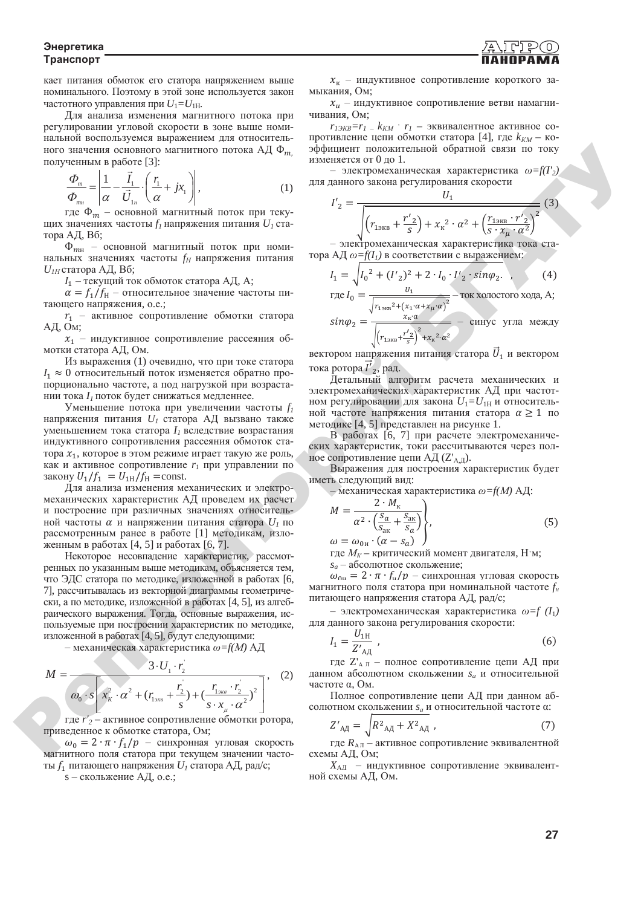кает питания обмоток его статора напряжением выше номинального. Поэтому в этой зоне используется закон частотного управления при $U_1=U_{1Н}$.

Для анализа изменения магнитного потока при регулировании угловой скорости в зоне выше номинальной воспользуемся выражением для относительного значения основного магнитного потока АД $\Phi_m$, полученным в работе [3]:

$$\frac{\Phi_m}{\Phi_{mн}} = \left| \frac{1}{\alpha} - \frac{\vec{I}_1}{\vec{U}_{1н}} \cdot \left( \frac{r_1}{\alpha} + jx_1 \right) \right|, \qquad (1)$$

где $\Phi_m$ – основной магнитный поток при текущих значениях частоты $f_1$ напряжения питания $U_1$ статора АД, Вб;

$\Phi_{mн}$ – основной магнитный поток при номинальных значениях частоты $f_Н$ напряжения питания $U_{1Н}$ статора АД, Вб;

$I_1$ – текущий ток обмоток статора АД, А;

$\alpha = f_1/f_Н$ – относительное значение частоты питающего напряжения, о.е.;

$r_1$ – активное сопротивление обмотки статора АД, Ом;

$x_1$ – индуктивное сопротивление рассеяния обмотки статора АД, Ом.

Из выражения (1) очевидно, что при токе статора $I_1 \approx 0$ относительный поток изменяется обратно пропорционально частоте, а под нагрузкой при возрастании тока $I_1$ поток будет снижаться медленнее.

Уменьшение потока при увеличении частоты $f_1$ напряжения питания $U_1$ статора АД вызвано также уменьшением тока статора $I_1$ вследствие возрастания индуктивного сопротивления рассеяния обмоток статора $x_1$, которое в этом режиме играет такую же роль, как и активное сопротивление $r_1$ при управлении по закону $U_1/f_1 = U_{1Н}/f_Н = \text{const}$.

Для анализа изменения механических и электромеханических характеристик АД проведем их расчет и построение при различных значениях относительной частоты $\alpha$ и напряжении питания статора $U_1$ по рассмотренным ранее в работе [1] методикам, изложенным в работах [4, 5] и работах [6, 7].

Некоторое несовпадение характеристик, рассмотренных по указанным выше методикам, объясняется тем, что ЭДС статора по методике, изложенной в работах [6, 7], рассчитывалась из векторной диаграммы геометрически, а по методике, изложенной в работах [4, 5], из алгебраического выражения. Тогда, основные выражения, используемые при построении характеристик по методике, изложенной в работах [4, 5], будут следующими:

– механическая характеристика $\omega=f(M)$ АД

$$M = \frac{3 \cdot U_1 \cdot r_2^{'}}{\omega_0 \cdot s \left[ x_K^2 \cdot \alpha^2 + (r_{1экв} + \frac{r_2^{'}}{s}) + (\frac{r_{1экв} \cdot r_2^{'}}{s \cdot x_\mu \cdot \alpha^2})^2 \right]}, \qquad (2)$$

где $r'_2$ – активное сопротивление обмотки ротора, приведенное к обмотке статора, Ом;

$\omega_0 = 2 \cdot \pi \cdot f_1/p$ – синхронная угловая скорость магнитного поля статора при текущем значении частоты $f_1$ питающего напряжения $U_1$ статора АД, рад/с;

s – скольжение АД, о.е.;

$x_к$ – индуктивное сопротивление короткого замыкания, Ом;

$x_\mu$ – индуктивное сопротивление ветви намагничивания, Ом;

$r_{1ЭКВ}=r_1 - k_{KM} \cdot r_1$ – эквивалентное активное сопротивление цепи обмотки статора [4], где $k_{KM}$ – коэффициент положительной обратной связи по току изменяется от 0 до 1.

– электромеханическая характеристика $\omega=f(I'_2)$ для данного закона регулирования скорости

$$I'_2 = \frac{U_1}{\sqrt{\left(r_{1экв} + \frac{r'_2}{s}\right) + x_к^2 \cdot \alpha^2 + \left(\frac{r_{1экв} \cdot r'_2}{s \cdot x_\mu \cdot \alpha^2}\right)^2}} \qquad (3)$$

– электромеханическая характеристика тока статора АД $\omega=f(I_1)$ в соответствии с выражением:

$$I_1 = \sqrt{{I_0}^2 + (I'_2)^2 + 2 \cdot I_0 \cdot I'_2 \cdot sin\varphi_2}. \qquad (4)$$

где $I_0 = \frac{U_1}{\sqrt{{r_{1экв}}^2 + (x_1 \cdot \alpha + x_\mu \cdot \alpha)^2}}$ – ток холостого хода, А;

$sin\varphi_2 = \frac{x_к \cdot \alpha}{\sqrt{\left(r_{1экв} + \frac{r'_2}{s}\right)^2 + {x_к}^2 \cdot \alpha^2}}$ – синус угла между вектором напряжения питания статора $\vec{U}_1$ и вектором тока ротора $\vec{I'}_2$, рад.

Детальный алгоритм расчета механических и электромеханических характеристик АД при частотном регулировании для закона $U_1=U_{1Н}$ и относительной частоте напряжения питания статора $\alpha \geq 1$ по методике [4, 5] представлен на рисунке 1.

В работах [6, 7] при расчете электромеханических характеристик, токи рассчитываются через полное сопротивление цепи АД ($Z'_{А.Д}$).

Выражения для построения характеристик будет иметь следующий вид:

– механическая характеристика $\omega=f(M)$ АД:

$$\left. \begin{aligned} M &= \frac{2 \cdot M_к}{\alpha^2 \cdot \left(\frac{s_a}{s_{ак}} + \frac{s_{ак}}{s_a}\right)} \\ \omega &= \omega_{0н} \cdot (\alpha - s_a) \end{aligned} \right\}, \qquad (5)$$

где $M_K$ – критический момент двигателя, Н·м;

$s_a$ – абсолютное скольжение;

$\omega_{0н} = 2 \cdot \pi \cdot f_н/p$ – синхронная угловая скорость магнитного поля статора при номинальной частоте $f_н$ питающего напряжения статора АД, рад/с;

– электромеханическая характеристика $\omega=f\ (I_1)$ для данного закона регулирования скорости:

$$I_1 = \frac{U_{1Н}}{Z'_{АД}}, \qquad (6)$$

где $Z'_{АД}$ – полное сопротивление цепи АД при данном абсолютном скольжении $s_a$ и относительной частоте α, Ом.

Полное сопротивление цепи АД при данном абсолютном скольжении $s_a$ и относительной частоте α:

$$Z'_{АД} = \sqrt{R^2_{АД} + X^2_{АД}}, \qquad (7)$$

где $R_{АД}$ – активное сопротивление эквивалентной схемы АД, Ом;

$X_{АД}$ – индуктивное сопротивление эквивалентной схемы АД, Ом.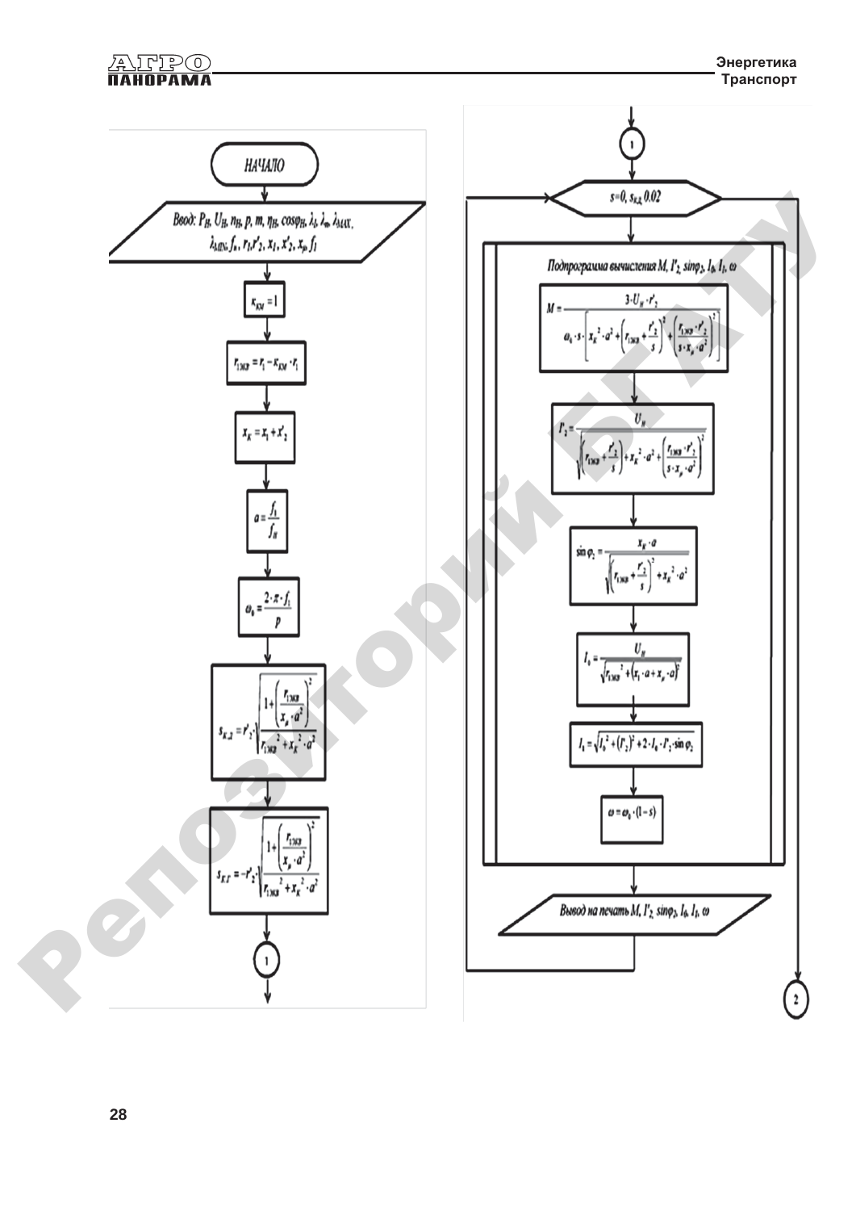НАЧАЛО

Ввод: $P_H$, $U_H$, $n_H$, $p$, $m$, $\eta_H$, $\cos\varphi_H$, $\lambda_I$, $\lambda_m$, $\lambda_{MAX}$, $\lambda_{MIN}$, $f_н$, $r_1$, $r'_2$, $x_1$, $x'_2$, $x_μ$, $f_1$

$$k_{KM} = 1$$

$$r_{1ЭКВ} = r_1 - k_{KM} \cdot r_1$$

$$x_K = x_1 + x'_2$$

$$a = \frac{f_1}{f_H}$$

$$\omega_0 = \frac{2 \cdot \pi \cdot f_1}{p}$$

$$s_{K.Д} = r'_2 \cdot \sqrt{\frac{1 + \left(\frac{r_{1ЭКВ}}{x_μ \cdot a^2}\right)^2}{r_{1ЭКВ}^2 + x_K^2 \cdot a^2}}$$

$$s_{K.Г} = -r'_2 \cdot \sqrt{\frac{1 + \left(\frac{r_{1ЭКВ}}{x_μ \cdot a^2}\right)^2}{r_{1ЭКВ}^2 + x_K^2 \cdot a^2}}$$

(1)

(1)

$s = 0, s_{K.Д}, 0.02$

Подпрограмма вычисления $M$, $I'_2$, $\sin\varphi_2$, $I_0$, $I_1$, $\omega$

$$M = \frac{3 \cdot U_H \cdot r'_2}{\omega_0 \cdot s \cdot \left[x_K^2 \cdot a^2 + \left(r_{1ЭКВ} + \frac{r'_2}{s}\right)^2 + \left(\frac{r_{1ЭКВ} \cdot r'_2}{s \cdot x_μ \cdot a^2}\right)^2\right]}$$

$$I'_2 = \frac{U_H}{\sqrt{\left(r_{1ЭКВ} + \frac{r'_2}{s}\right)^2 + x_K^2 \cdot a^2 + \left(\frac{r_{1ЭКВ} \cdot r'_2}{s \cdot x_μ \cdot a^2}\right)^2}}$$

$$\sin\varphi_2 = \frac{x_K \cdot a}{\sqrt{\left(r_{1ЭКВ} + \frac{r'_2}{s}\right)^2 + x_K^2 \cdot a^2}}$$

$$I_0 = \frac{U_H}{\sqrt{r_{1ЭКВ}^2 + (x_1 \cdot a + x_μ \cdot a)^2}}$$

$$I_1 = \sqrt{I_0^2 + (I'_2)^2 + 2 \cdot I_0 \cdot I'_2 \cdot \sin\varphi_2}$$

$$\omega = \omega_0 \cdot (1 - s)$$

Вывод на печать $M$, $I'_2$, $\sin\varphi_2$, $I_0$, $I_1$, $\omega$

(2)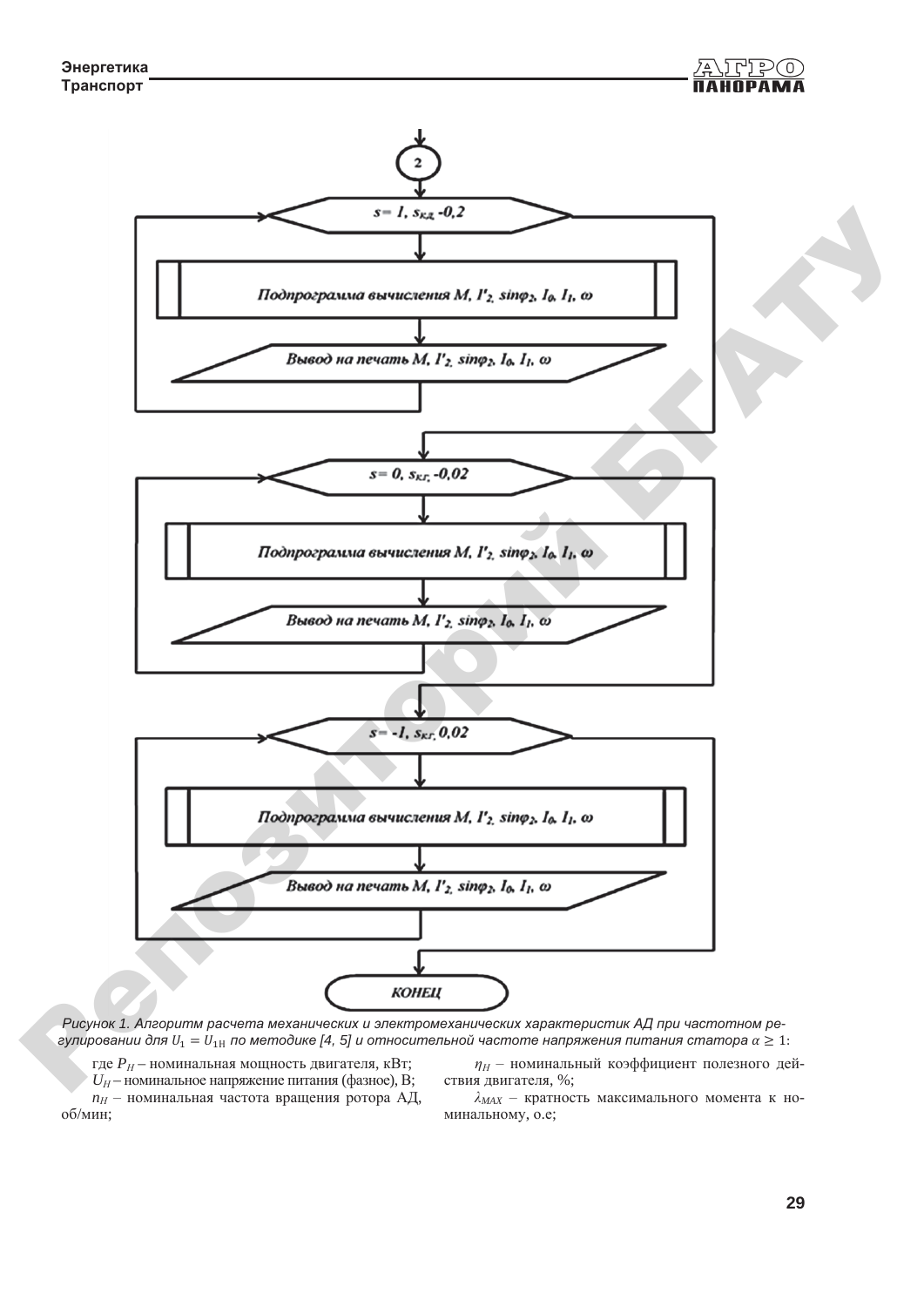2

$s = 1, s_{кд.} -0,2$

Подпрограмма вычисления $M$, $I'_2$, $\sin\varphi_2$, $I_0$, $I_1$, $\omega$

Вывод на печать $M$, $I'_2$, $\sin\varphi_2$, $I_0$, $I_1$, $\omega$

$s = 0, s_{кг.} -0,02$

Подпрограмма вычисления $M$, $I'_2$, $\sin\varphi_2$, $I_0$, $I_1$, $\omega$

Вывод на печать $M$, $I'_2$, $\sin\varphi_2$, $I_0$, $I_1$, $\omega$

$s = -1, s_{кг.} 0,02$

Подпрограмма вычисления $M$, $I'_2$, $\sin\varphi_2$, $I_0$, $I_1$, $\omega$

Вывод на печать $M$, $I'_2$, $\sin\varphi_2$, $I_0$, $I_1$, $\omega$

КОНЕЦ

*Рисунок 1. Алгоритм расчета механических и электромеханических характеристик АД при частотном регулировании для $U_1 = U_{1\text{Н}}$ по методике [4, 5] и относительной частоте напряжения питания статора $\alpha \geq 1$:*

где $P_H$ – номинальная мощность двигателя, кВт;

$U_H$ – номинальное напряжение питания (фазное), В;

$n_H$ – номинальная частота вращения ротора АД, об/мин;

$\eta_H$ – номинальный коэффициент полезного действия двигателя, %;

$\lambda_{MAX}$ – кратность максимального момента к номинальному, о.е;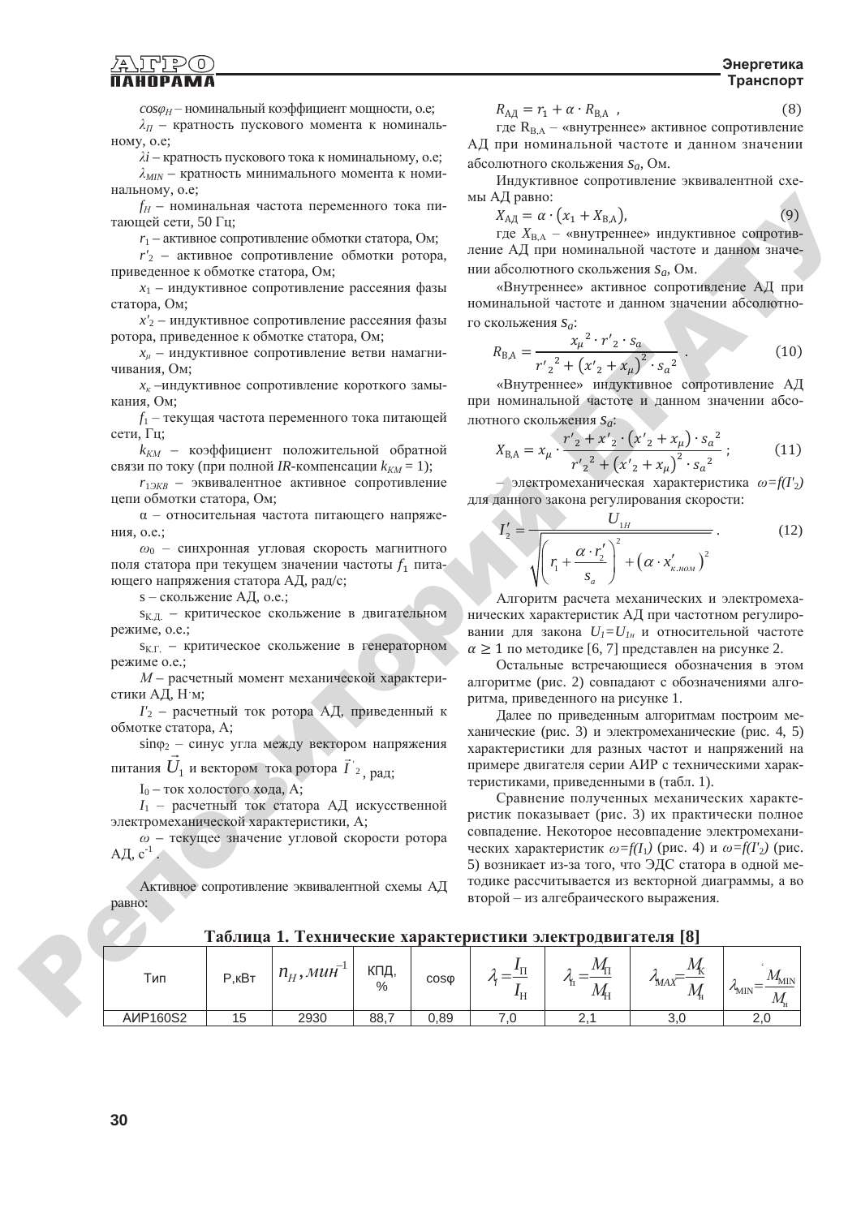$cos\varphi_H$ – номинальный коэффициент мощности, о.е;

$\lambda_П$ – кратность пускового момента к номинальному, о.е;

$\lambda i$ – кратность пускового тока к номинальному, о.е;

$\lambda_{MIN}$ – кратность минимального момента к номинальному, о.е;

$f_H$ – номинальная частота переменного тока питающей сети, 50 Гц;

$r_1$ – активное сопротивление обмотки статора, Ом;

$r'_2$ – активное сопротивление обмотки ротора, приведенное к обмотке статора, Ом;

$x_1$ – индуктивное сопротивление рассеяния фазы статора, Ом;

$x'_2$ – индуктивное сопротивление рассеяния фазы ротора, приведенное к обмотке статора, Ом;

$x_\mu$ – индуктивное сопротивление ветви намагничивания, Ом;

$x_к$ –индуктивное сопротивление короткого замыкания, Ом;

$f_1$ – текущая частота переменного тока питающей сети, Гц;

$k_{KM}$ – коэффициент положительной обратной связи по току (при полной *IR*-компенсации $k_{KM}$ = 1);

$r_{1ЭКВ}$ – эквивалентное активное сопротивление цепи обмотки статора, Ом;

α – относительная частота питающего напряжения, о.е.;

$\omega_0$ – синхронная угловая скорость магнитного поля статора при текущем значении частоты $f_1$ питающего напряжения статора АД, рад/с;

s – скольжение АД, о.е.;

$s_{К.Д.}$ – критическое скольжение в двигательном режиме, о.е.;

$s_{К.Г.}$ – критическое скольжение в генераторном режиме о.е.;

*М* – расчетный момент механической характеристики АД, Н·м;

$I'_2$ – расчетный ток ротора АД, приведенный к обмотке статора, А;

$\sin\varphi_2$ – синус угла между вектором напряжения питания $\vec{U}_1$ и вектором тока ротора $\vec{I}'_2$, рад;

$I_0$ – ток холостого хода, А;

$I_1$ – расчетный ток статора АД искусственной электромеханической характеристики, А;

$\omega$ – текущее значение угловой скорости ротора АД, $с^{-1}$.

Активное сопротивление эквивалентной схемы АД равно:

$$R_{АД} = r_1 + \alpha \cdot R_{В.А}\ , \qquad (8)$$

где $R_{В.А}$ – «внутреннее» активное сопротивление АД при номинальной частоте и данном значении абсолютного скольжения $s_a$, Ом.

Индуктивное сопротивление эквивалентной схемы АД равно:

$$X_{АД} = \alpha \cdot (x_1 + X_{В.А}), \qquad (9)$$

где $X_{В.А}$ – «внутреннее» индуктивное сопротивление АД при номинальной частоте и данном значении абсолютного скольжения $s_a$, Ом.

«Внутреннее» активное сопротивление АД при номинальной частоте и данном значении абсолютного скольжения $s_a$:

$$R_{В.А} = \frac{{x_\mu}^2 \cdot r'_2 \cdot s_a}{{r'_2}^2 + \left(x'_2 + x_\mu\right)^2 \cdot {s_a}^2}\,. \qquad (10)$$

«Внутреннее» индуктивное сопротивление АД при номинальной частоте и данном значении абсолютного скольжения $s_a$:

$$X_{В.А} = x_\mu \cdot \frac{{r'_2}^2 + x'_2 \cdot \left(x'_2 + x_\mu\right) \cdot {s_a}^2}{{r'_2}^2 + \left(x'_2 + x_\mu\right)^2 \cdot {s_a}^2}\,; \qquad (11)$$

– электромеханическая характеристика $\omega=f(I'_2)$ для данного закона регулирования скорости:

$$I'_2 = \frac{U_{1H}}{\sqrt{\left(r_1 + \dfrac{\alpha \cdot r'_2}{s_a}\right)^2 + \left(\alpha \cdot x'_{к.ном}\right)^2}}\,. \qquad (12)$$

Алгоритм расчета механических и электромеханических характеристик АД при частотном регулировании для закона $U_1=U_{1н}$ и относительной частоте $\alpha \geq 1$ по методике [6, 7] представлен на рисунке 2.

Остальные встречающиеся обозначения в этом алгоритме (рис. 2) совпадают с обозначениями алгоритма, приведенного на рисунке 1.

Далее по приведенным алгоритмам построим механические (рис. 3) и электромеханические (рис. 4, 5) характеристики для разных частот и напряжений на примере двигателя серии АИР с техническими характеристиками, приведенными в (табл. 1).

Сравнение полученных механических характеристик показывает (рис. 3) их практически полное совпадение. Некоторое несовпадение электромеханических характеристик $\omega=f(I_1)$ (рис. 4) и $\omega=f(I'_2)$ (рис. 5) возникает из-за того, что ЭДС статора в одной методике рассчитывается из векторной диаграммы, а во второй – из алгебраического выражения.

**Таблица 1. Технические характеристики электродвигателя [8]**

| Тип | Р,кВт | $n_H, мин^{-1}$ | КПД, % | cosφ | $\lambda_I = \frac{I_П}{I_Н}$ | $\lambda_Н = \frac{M_П}{M_Н}$ | $\lambda_{MAX} = \frac{M_К}{M_Н}$ | $\lambda_{MIN} = \frac{M_{MIN}}{M_н}$ |
|---|---|---|---|---|---|---|---|---|
| АИР160S2 | 15 | 2930 | 88,7 | 0,89 | 7,0 | 2,1 | 3,0 | 2,0 |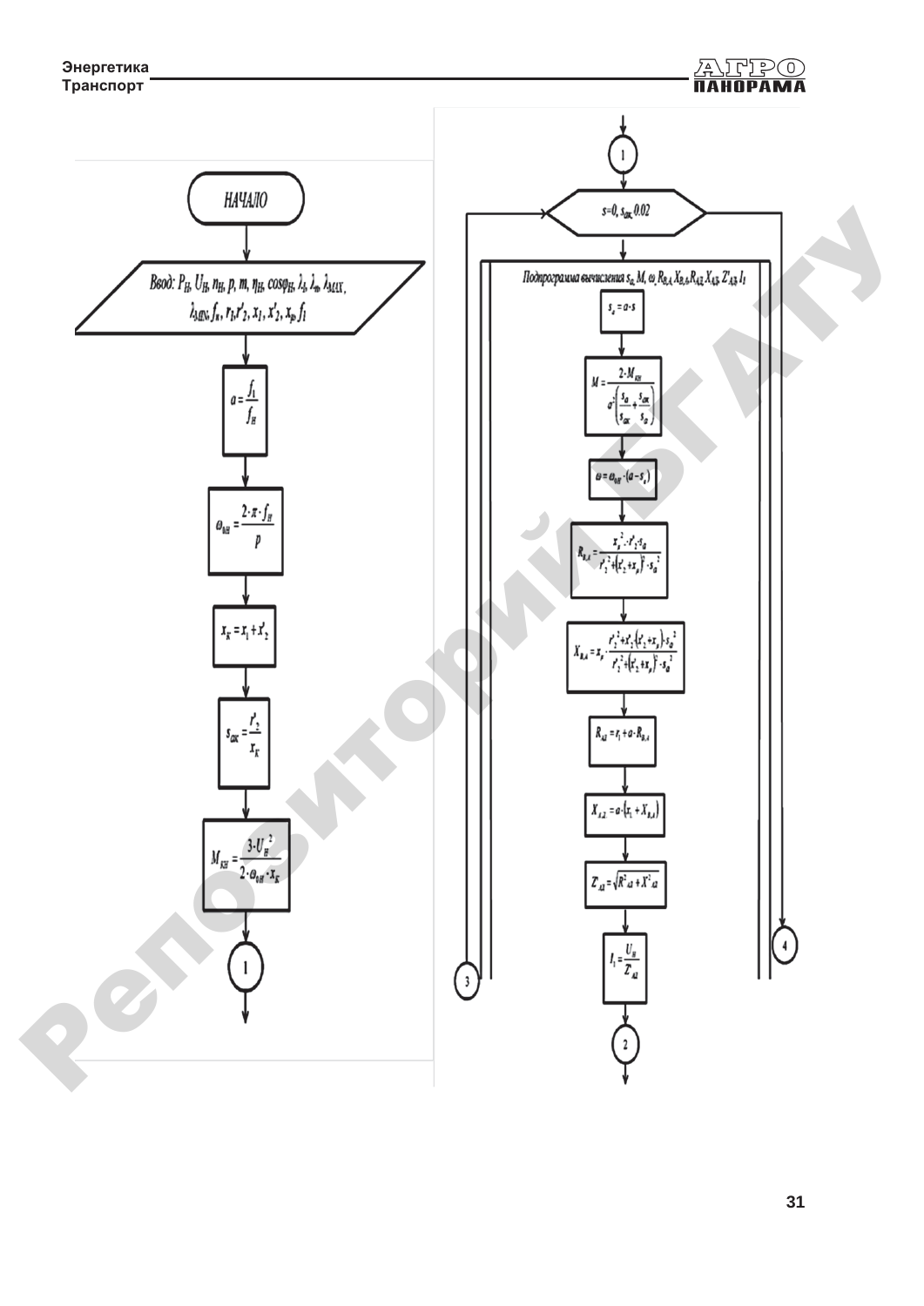НАЧАЛО

Ввод: $P_H$, $U_H$, $n_H$, $p$, $m$, $\eta_H$, $\cos\varphi_H$, $\lambda_\Pi$, $\lambda_m$, $\lambda_{MAX}$, $\lambda_{MIN}$, $f_H$, $r_1$, $r'_2$, $x_1$, $x'_2$, $x_p$, $f_1$

$$a = \frac{f_1}{f_H}$$

$$\omega_{0H} = \frac{2 \cdot \pi \cdot f_H}{p}$$

$$x_K = x_1 + x'_2$$

$$s_{\alpha K} = \frac{r'_2}{x_K}$$

$$M_{KH} = \frac{3 \cdot U_H^2}{2 \cdot \omega_{0H} \cdot x_K}$$

1

1

$s=0$, $s_{\alpha K}$, $0.02$

Подпрограмма вычисления $s_a$, $M$, $\omega$, $R_{B,A}$, $X_{B,A}$, $R_{A,Э}$, $X_{A,Э}$, $Z'_{A,Э}$, $I_1$

$$s_a = a \cdot s$$

$$M = \frac{2 \cdot M_{KH}}{a^2 \left( \frac{s_a}{s_{\alpha K}} + \frac{s_{\alpha K}}{s_a} \right)}$$

$$\omega = \omega_{0H} \cdot (a - s_a)$$

$$R_{B,A} = \frac{x_p^2 \cdot r'_2 \cdot s_a}{r'^2_2 + (x'_2 + x_p)^2 \cdot s_a^2}$$

$$X_{B,A} = x_p \cdot \frac{r'^2_2 + x'_2 (x'_2 + x_p) \cdot s_a^2}{r'^2_2 + (x'_2 + x_p)^2 \cdot s_a^2}$$

$$R_{AЭ} = r_1 + a \cdot R_{B,A}$$

$$X_{AЭ} = a \cdot (x_1 + X_{B,A})$$

$$Z'_{AЭ} = \sqrt{R^2_{AЭ} + X^2_{AЭ}}$$

$$I_1 = \frac{U_H}{Z'_{AЭ}}$$

2

3

4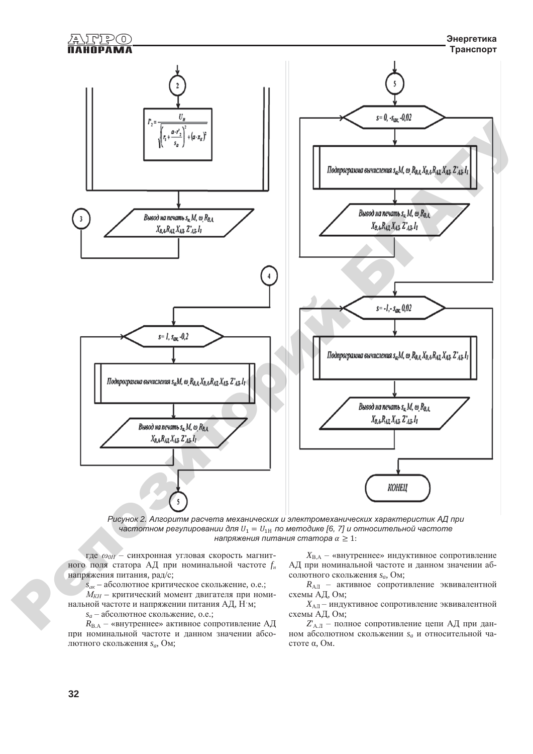Рисунок 2. Алгоритм расчета механических и электромеханических характеристик АД при частотном регулировании для $U_1 = U_{1Н}$ по методике [6, 7] и относительной частоте напряжения питания статора $\alpha \geq 1$:

где $\omega_{0Н}$ – синхронная угловая скорость магнитного поля статора АД при номинальной частоте $f_н$ напряжения питания, рад/с;

$s_{ак}$ – абсолютное критическое скольжение, о.е.;

$M_{КН}$ – критический момент двигателя при номинальной частоте и напряжении питания АД, Н·м;

$s_a$ – абсолютное скольжение, о.е.;

$R_{В.А}$ – «внутреннее» активное сопротивление АД при номинальной частоте и данном значении абсолютного скольжения $s_a$, Ом;

$X_{В.А}$ – «внутреннее» индуктивное сопротивление АД при номинальной частоте и данном значении абсолютного скольжения $s_a$, Ом;

$R_{АД}$ – активное сопротивление эквивалентной схемы АД, Ом;

$X_{АД}$ – индуктивное сопротивление эквивалентной схемы АД, Ом;

$Z'_{А.Д}$ – полное сопротивление цепи АД при данном абсолютном скольжении $s_a$ и относительной частоте α, Ом.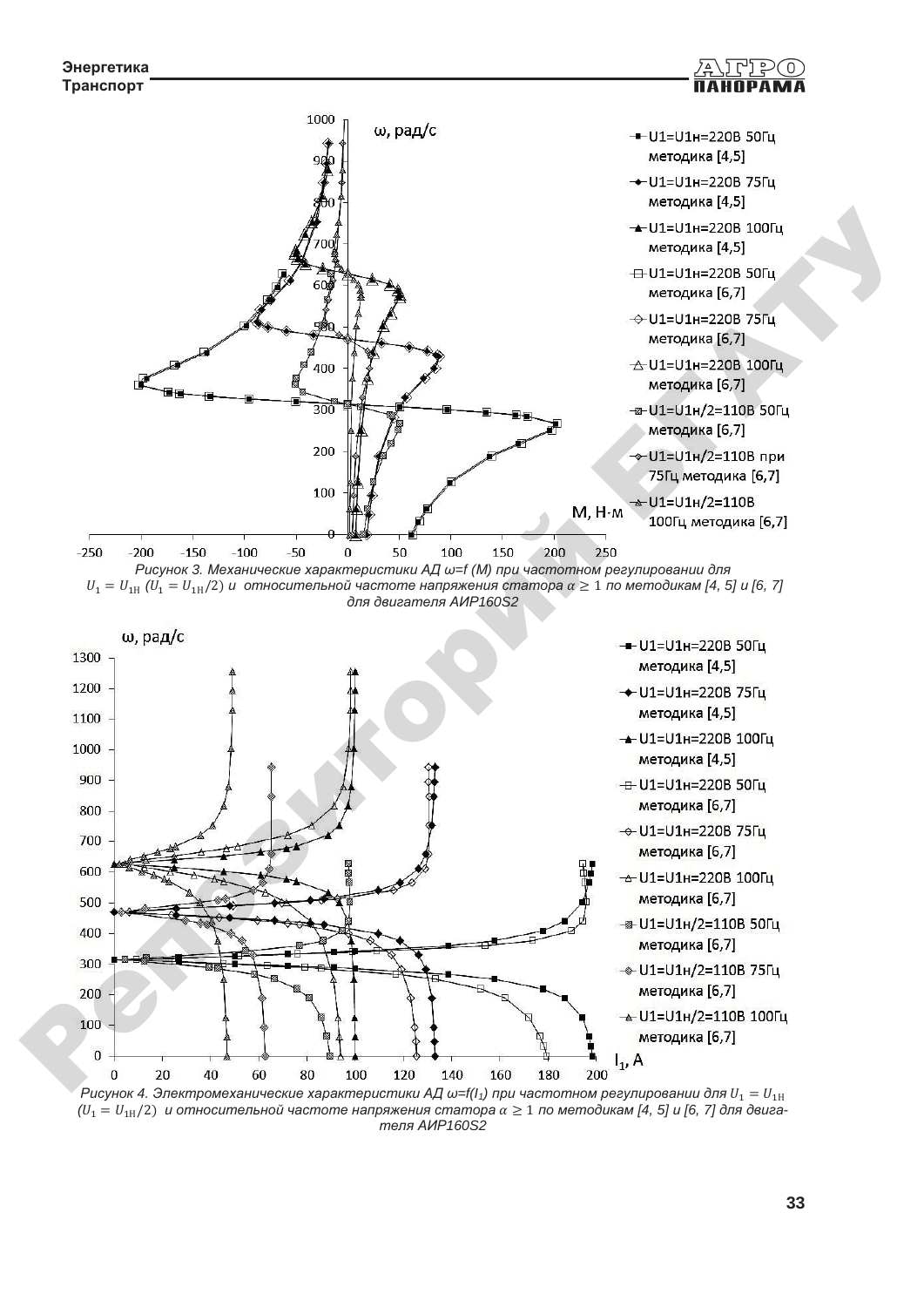Рисунок 3. Механические характеристики АД ω=f (M) при частотном регулировании для $U_1 = U_{1н}$ ($U_1 = U_{1н}/2$) и относительной частоте напряжения статора $\alpha \geq 1$ по методикам [4, 5] и [6, 7] для двигателя АИР160S2

Рисунок 4. Электромеханические характеристики АД ω=f($I_1$) при частотном регулировании для $U_1 = U_{1н}$ ($U_1 = U_{1н}/2$) и относительной частоте напряжения статора $\alpha \geq 1$ по методикам [4, 5] и [6, 7] для двигателя АИР160S2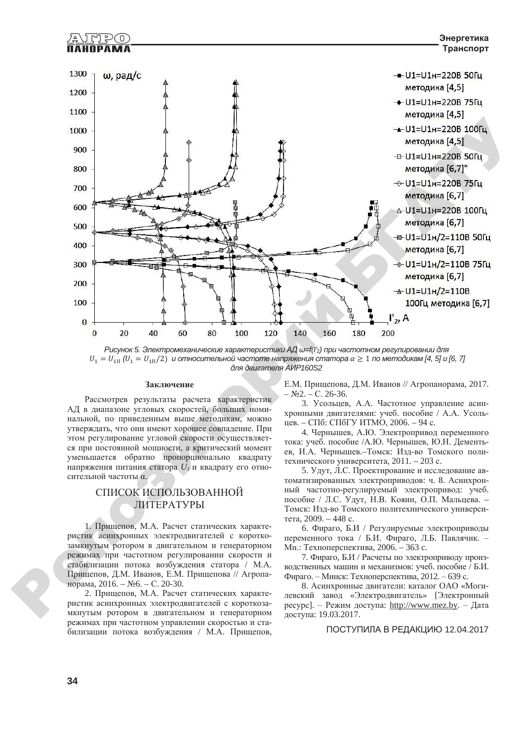ω, рад/с

1300
1200
1100
1000
900
800
700
600
500
400
300
200
100
0

0 20 40 60 80 100 120 140 160 180 200

$I'_2$, А

U1=U1н=220В 50Гц методика [4,5]

U1=U1н=220В 75Гц методика [4,5]

U1=U1н=220В 100Гц методика [4,5]

U1=U1н=220В 50Гц методика [6,7]"

U1=U1н=220В 75Гц методика [6,7]

U1=U1н=220В 100Гц методика [6,7]

U1=U1н/2=110В 50Гц методика [6,7]

U1=U1н/2=110В 75Гц методика [6,7]

U1=U1н/2=110В 100Гц методика [6,7]

*Рисунок 5. Электромеханические характеристики АД $\omega=f(I'_2)$ при частотном регулировании для $U_1 = U_{1\text{н}}$ $(U_1 = U_{1\text{н}}/2)$ и относительной частоте напряжения статора $\alpha \geq 1$ по методикам [4, 5] и [6, 7] для двигателя АИР160S2*

## Заключение

Рассмотрев результаты расчета характеристик АД в диапазоне угловых скоростей, больших номинальной, по приведенным выше методикам, можно утверждать, что они имеют хорошее совпадение. При этом регулирование угловой скорости осуществляется при постоянной мощности, а критический момент уменьшается обратно пропорционально квадрату напряжения питания статора $U_1$ и квадрату его относительной частоты α.

## СПИСОК ИСПОЛЬЗОВАННОЙ ЛИТЕРАТУРЫ

1. Прищепов, М.А. Расчет статических характеристик асинхронных электродвигателей с короткозамкнутым ротором в двигательном и генераторном режимах при частотном регулировании скорости и стабилизации потока возбуждения статора / М.А. Прищепов, Д.М. Иванов, Е.М. Прищепова // Агропанорама, 2016. – №6. – С. 20-30.

2. Прищепов, М.А. Расчет статических характеристик асинхронных электродвигателей с короткозамкнутым ротором в двигательном и генераторном режимах при частотном управлении скоростью и стабилизации потока возбуждения / М.А. Прищепов, Е.М. Прищепова, Д.М. Иванов // Агропанорама, 2017. – №2. – С. 26-36.

3. Усольцев, А.А. Частотное управление асинхронными двигателями: учеб. пособие / А.А. Усольцев. – СПб: СПбГУ ИТМО, 2006. – 94 с.

4. Чернышев, А.Ю. Электропривод переменного тока: учеб. пособие /А.Ю. Чернышев, Ю.Н. Дементьев, И.А. Чернышев.–Томск: Изд-во Томского политехнического университета, 2011. – 203 с.

5. Удут, Л.С. Проектирование и исследование автоматизированных электроприводов: ч. 8. Асинхронный частотно-регулируемый электропривод: учеб. пособие / Л.С. Удут, Н.В. Кояин, О.П. Мальцева. – Томск: Изд-во Томского политехнического университета, 2009. – 448 с.

6. Фираго, Б.И / Регулируемые электроприводы переменного тока / Б.И. Фираго, Л.Б. Павлячик. – Мн.: Техноперспектива, 2006. – 363 с.

7. Фираго, Б.И / Расчеты по электроприводу производственных машин и механизмов: учеб. пособие / Б.И. Фираго. – Минск: Техноперспектива, 2012. – 639 с.

8. Асинхронные двигатели: каталог ОАО «Могилевский завод «Электродвигатель» [Электронный ресурс]. – Режим доступа: http://www.mez.by. – Дата доступа: 19.03.2017.

ПОСТУПИЛА В РЕДАКЦИЮ 12.04.2017